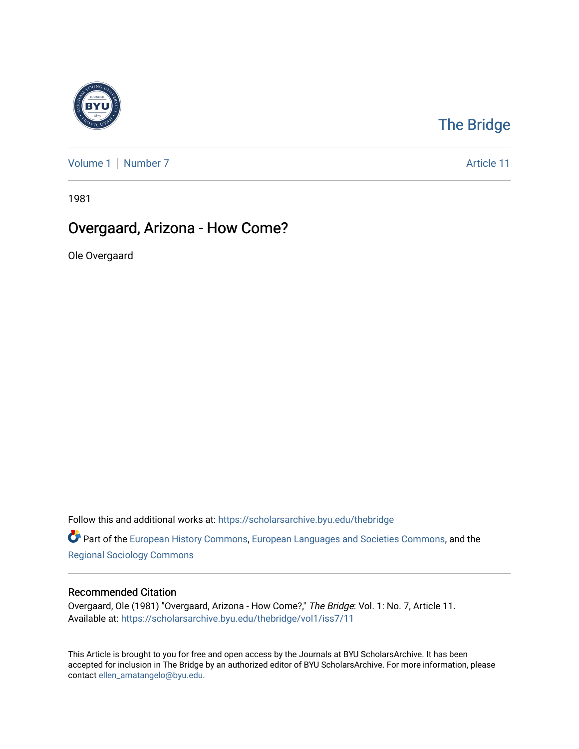The Bridge

Volume 1 | Number 7 Article 11

1981

# Overgaard, Arizona - How Come?

Ole Overgaard

Follow this and additional works at: https://scholarsarchive.byu.edu/thebridge

Part of the European History Commons, European Languages and Societies Commons, and the Regional Sociology Commons

## Recommended Citation

Overgaard, Ole (1981) "Overgaard, Arizona - How Come?," *The Bridge*: Vol. 1: No. 7, Article 11.
Available at: https://scholarsarchive.byu.edu/thebridge/vol1/iss7/11

This Article is brought to you for free and open access by the Journals at BYU ScholarsArchive. It has been accepted for inclusion in The Bridge by an authorized editor of BYU ScholarsArchive. For more information, please contact ellen_amatangelo@byu.edu.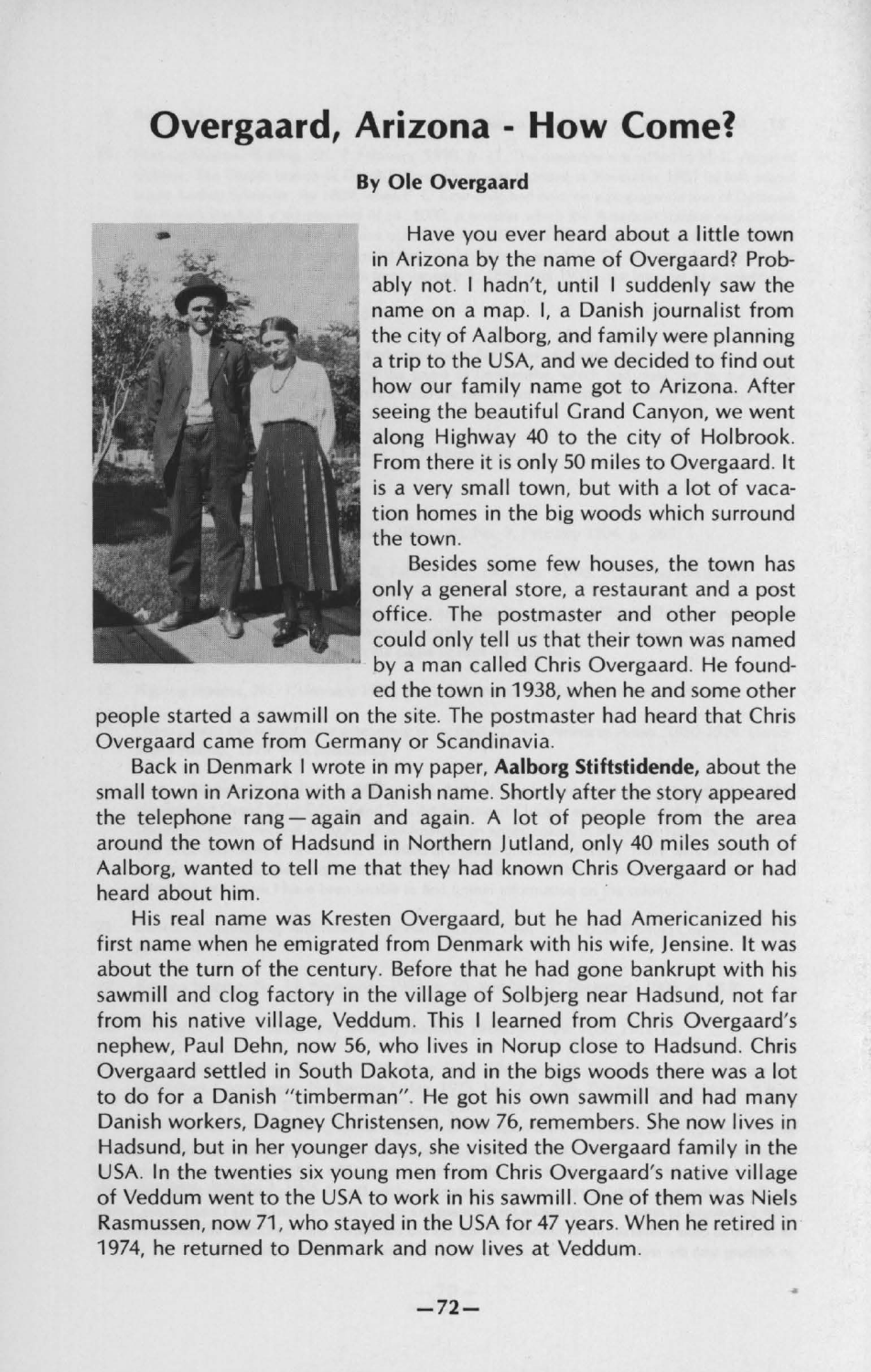# Overgaard, Arizona - How Come?

**By Ole Overgaard**

Have you ever heard about a little town in Arizona by the name of Overgaard? Probably not. I hadn't, until I suddenly saw the name on a map. I, a Danish journalist from the city of Aalborg, and family were planning a trip to the USA, and we decided to find out how our family name got to Arizona. After seeing the beautiful Grand Canyon, we went along Highway 40 to the city of Holbrook. From there it is only 50 miles to Overgaard. It is a very small town, but with a lot of vacation homes in the big woods which surround the town.

Besides some few houses, the town has only a general store, a restaurant and a post office. The postmaster and other people could only tell us that their town was named by a man called Chris Overgaard. He founded the town in 1938, when he and some other people started a sawmill on the site. The postmaster had heard that Chris Overgaard came from Germany or Scandinavia.

Back in Denmark I wrote in my paper, **Aalborg Stiftstidende,** about the small town in Arizona with a Danish name. Shortly after the story appeared the telephone rang — again and again. A lot of people from the area around the town of Hadsund in Northern Jutland, only 40 miles south of Aalborg, wanted to tell me that they had known Chris Overgaard or had heard about him.

His real name was Kresten Overgaard, but he had Americanized his first name when he emigrated from Denmark with his wife, Jensine. It was about the turn of the century. Before that he had gone bankrupt with his sawmill and clog factory in the village of Solbjerg near Hadsund, not far from his native village, Veddum. This I learned from Chris Overgaard's nephew, Paul Dehn, now 56, who lives in Norup close to Hadsund. Chris Overgaard settled in South Dakota, and in the bigs woods there was a lot to do for a Danish "timberman". He got his own sawmill and had many Danish workers, Dagney Christensen, now 76, remembers. She now lives in Hadsund, but in her younger days, she visited the Overgaard family in the USA. In the twenties six young men from Chris Overgaard's native village of Veddum went to the USA to work in his sawmill. One of them was Niels Rasmussen, now 71, who stayed in the USA for 47 years. When he retired in 1974, he returned to Denmark and now lives at Veddum.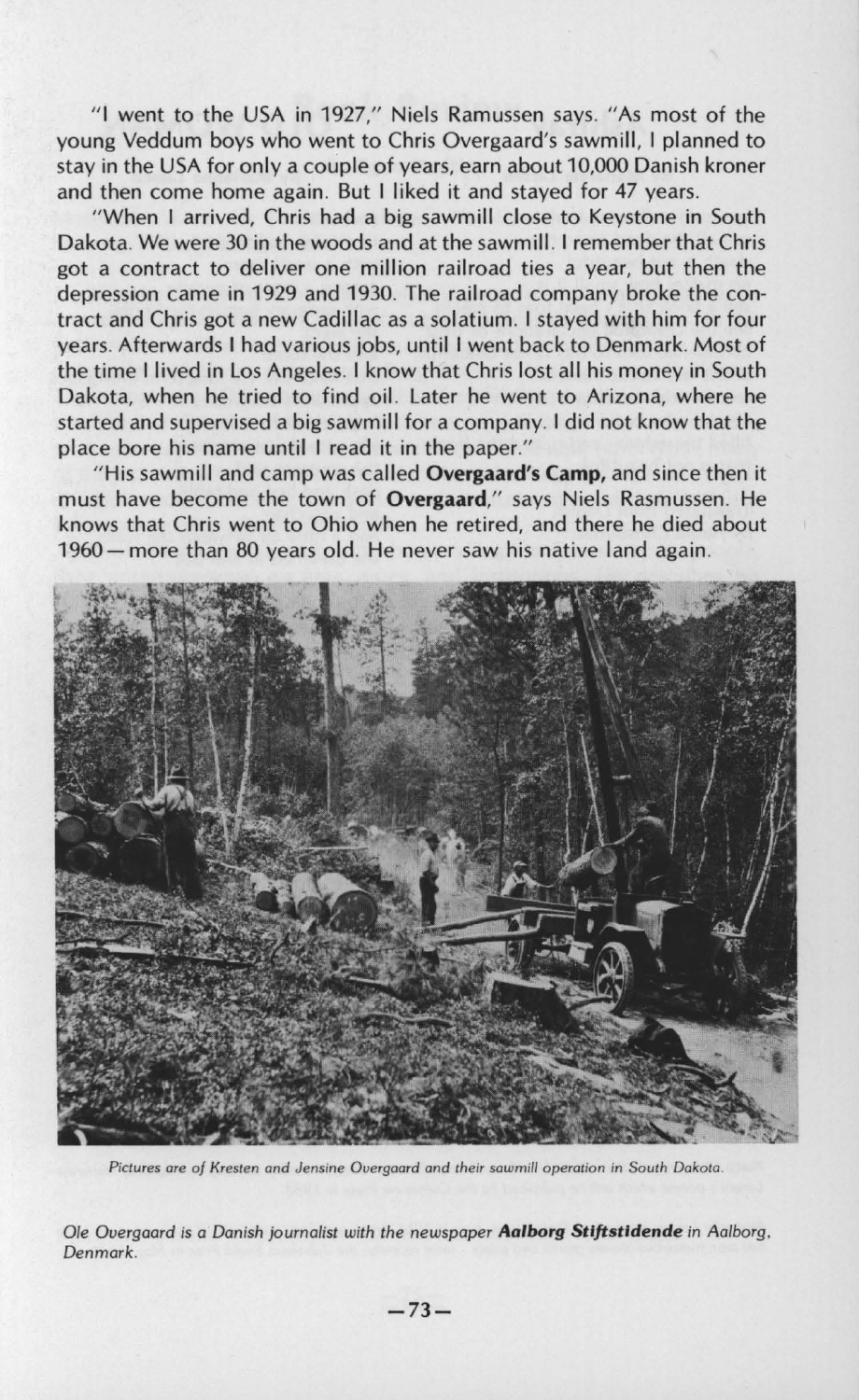"I went to the USA in 1927," Niels Ramussen says. "As most of the young Veddum boys who went to Chris Overgaard's sawmill, I planned to stay in the USA for only a couple of years, earn about 10,000 Danish kroner and then come home again. But I liked it and stayed for 47 years.

"When I arrived, Chris had a big sawmill close to Keystone in South Dakota. We were 30 in the woods and at the sawmill. I remember that Chris got a contract to deliver one million railroad ties a year, but then the depression came in 1929 and 1930. The railroad company broke the contract and Chris got a new Cadillac as a solatium. I stayed with him for four years. Afterwards I had various jobs, until I went back to Denmark. Most of the time I lived in Los Angeles. I know that Chris lost all his money in South Dakota, when he tried to find oil. Later he went to Arizona, where he started and supervised a big sawmill for a company. I did not know that the place bore his name until I read it in the paper."

"His sawmill and camp was called **Overgaard's Camp,** and since then it must have become the town of **Overgaard**," says Niels Rasmussen. He knows that Chris went to Ohio when he retired, and there he died about 1960 — more than 80 years old. He never saw his native land again.

*Pictures are of Kresten and Jensine Overgaard and their sawmill operation in South Dakota.*

*Ole Overgaard is a Danish journalist with the newspaper* ***Aalborg Stiftstidende*** *in Aalborg, Denmark.*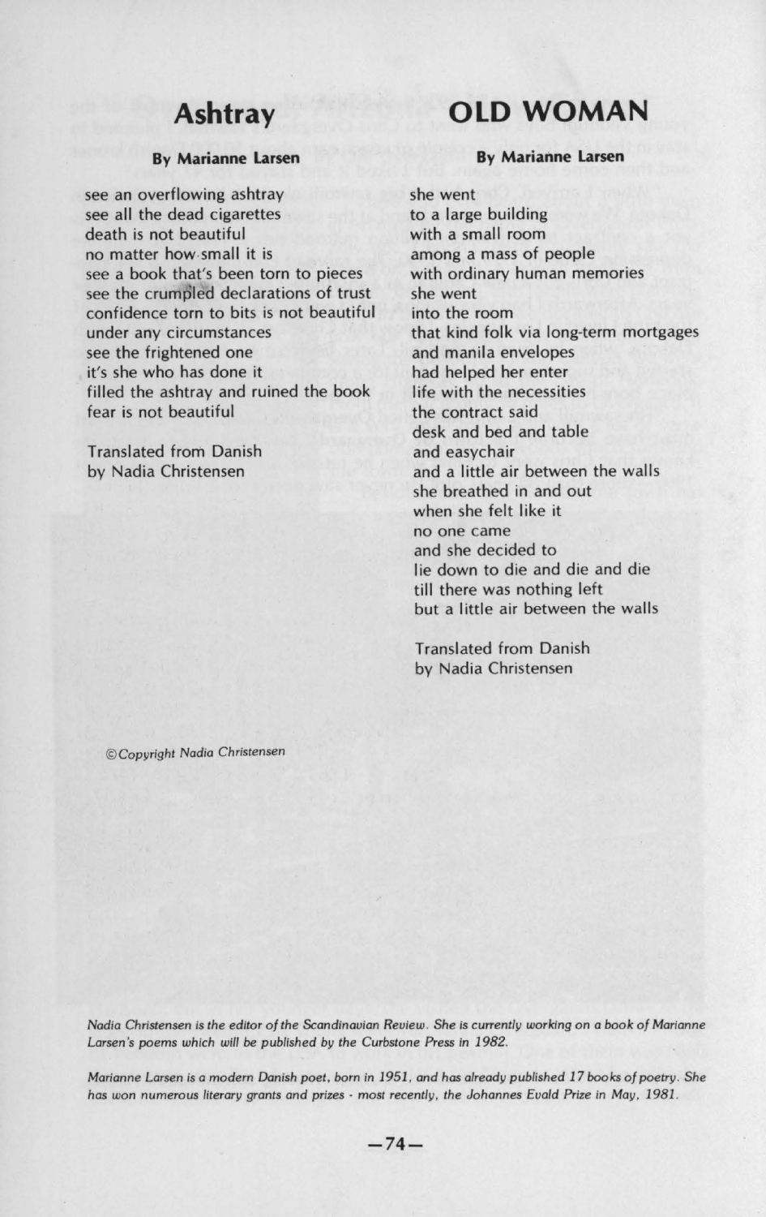## Ashtray

**By Marianne Larsen**

see an overflowing ashtray
see all the dead cigarettes
death is not beautiful
no matter how small it is
see a book that's been torn to pieces
see the crumpled declarations of trust
confidence torn to bits is not beautiful
under any circumstances
see the frightened one
it's she who has done it
filled the ashtray and ruined the book
fear is not beautiful

Translated from Danish
by Nadia Christensen

## OLD WOMAN

**By Marianne Larsen**

she went
to a large building
with a small room
among a mass of people
with ordinary human memories
she went
into the room
that kind folk via long-term mortgages
and manila envelopes
had helped her enter
life with the necessities
the contract said
desk and bed and table
and easychair
and a little air between the walls
she breathed in and out
when she felt like it
no one came
and she decided to
lie down to die and die and die
till there was nothing left
but a little air between the walls

Translated from Danish
by Nadia Christensen

*©Copyright Nadia Christensen*

*Nadia Christensen is the editor of the Scandinavian Review. She is currently working on a book of Marianne Larsen's poems which will be published by the Curbstone Press in 1982.*

*Marianne Larsen is a modern Danish poet, born in 1951, and has already published 17 books of poetry. She has won numerous literary grants and prizes - most recently, the Johannes Evald Prize in May, 1981.*